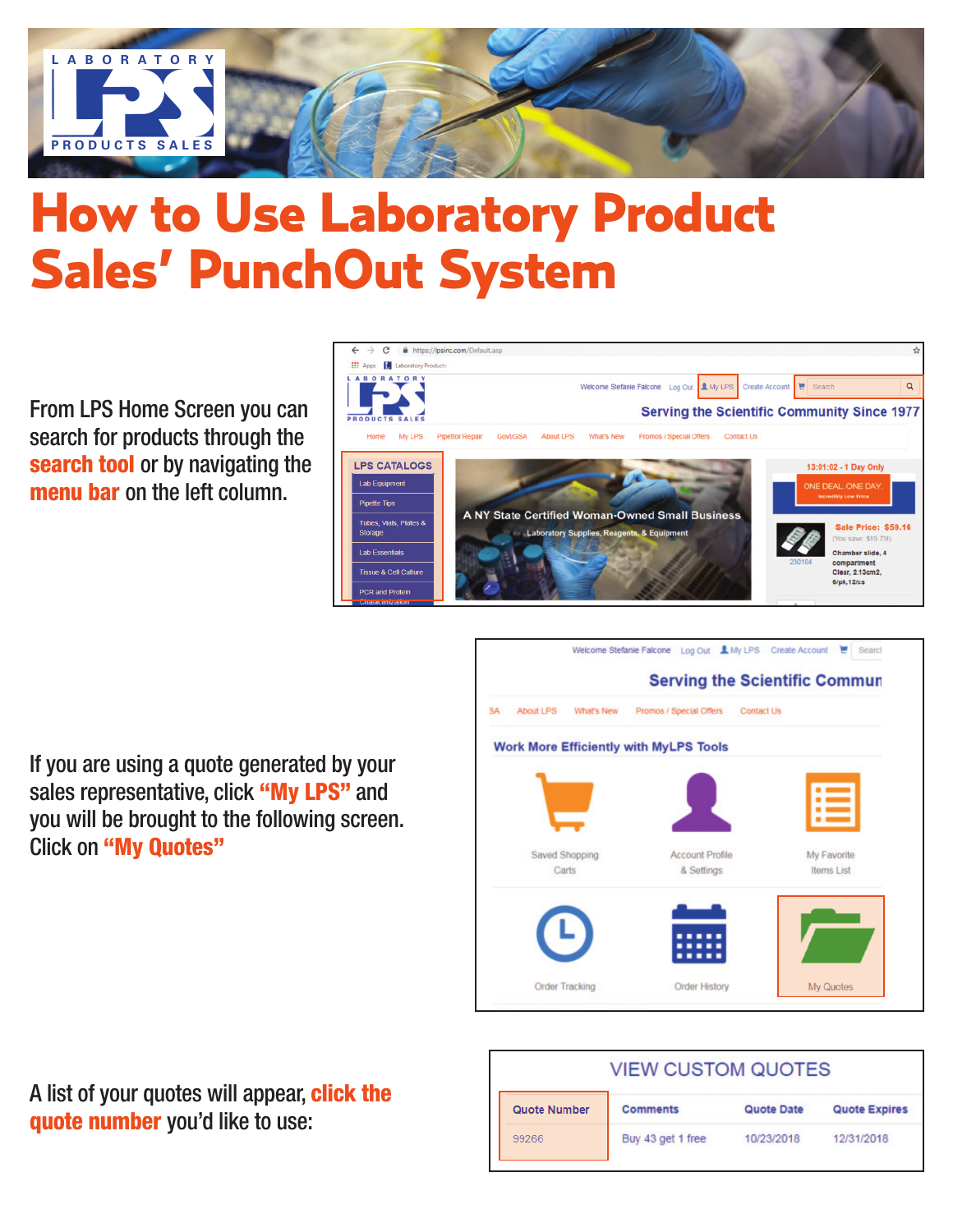# How to Use Laboratory Product Sales' PunchOut System

From LPS Home Screen you can search for products through the **search tool** or by navigating the **menu bar** on the left column.

If you are using a quote generated by your sales representative, click **"My LPS"** and you will be brought to the following screen. Click on **"My Quotes"**

A list of your quotes will appear, **click the quote number** you'd like to use:

VIEW CUSTOM QUOTES

| Quote Number | Comments | Quote Date | Quote Expires |
|---|---|---|---|
| 99266 | Buy 43 get 1 free | 10/23/2018 | 12/31/2018 |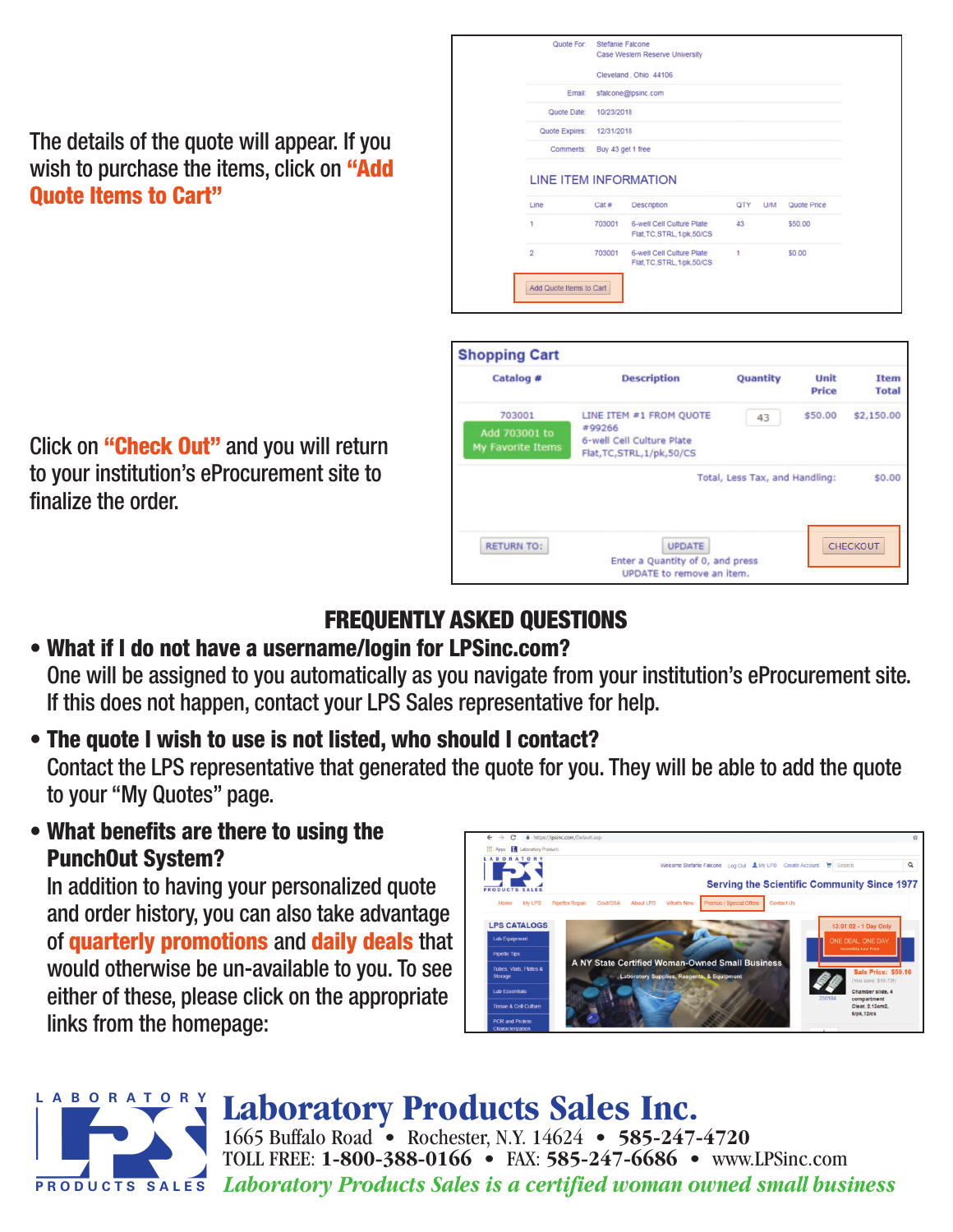The details of the quote will appear. If you wish to purchase the items, click on **"Add Quote Items to Cart"**

Quote For: Stefanie Falcone
Case Western Reserve University

Cleveland , Ohio 44106

Email: sfalcone@lpsinc.com

Quote Date: 10/23/2018

Quote Expires: 12/31/2018

Comments: Buy 43 get 1 free

LINE ITEM INFORMATION

| Line | Cat # | Description | QTY | U/M | Quote Price |
|---|---|---|---|---|---|
| 1 | 703001 | 6-well Cell Culture Plate Flat,TC,STRL,1/pk,50/CS | 43 | | $50.00 |
| 2 | 703001 | 6-well Cell Culture Plate Flat,TC,STRL,1/pk,50/CS | 1 | | $0.00 |

Add Quote Items to Cart

Click on **"Check Out"** and you will return to your institution's eProcurement site to finalize the order.

Shopping Cart

| Catalog # | Description | Quantity | Unit Price | Item Total |
|---|---|---|---|---|
| 703001 Add 703001 to My Favorite Items | LINE ITEM #1 FROM QUOTE #99266 6-well Cell Culture Plate Flat,TC,STRL,1/pk,50/CS | 43 | $50.00 | $2,150.00 |
| | Total, Less Tax, and Handling: | | | $0.00 |

RETURN TO: UPDATE CHECKOUT

Enter a Quantity of 0, and press UPDATE to remove an item.

## FREQUENTLY ASKED QUESTIONS

- **What if I do not have a username/login for LPSinc.com?**
  One will be assigned to you automatically as you navigate from your institution's eProcurement site. If this does not happen, contact your LPS Sales representative for help.
- **The quote I wish to use is not listed, who should I contact?**
  Contact the LPS representative that generated the quote for you. They will be able to add the quote to your "My Quotes" page.
- **What benefits are there to using the PunchOut System?**
  In addition to having your personalized quote and order history, you can also take advantage of **quarterly promotions** and **daily deals** that would otherwise be un-available to you. To see either of these, please click on the appropriate links from the homepage:

Serving the Scientific Community Since 1977

Home My LPS Pipettor Repair Govt/GSA About LPS What's New Promos / Special Offers Contact Us

LPS CATALOGS

A NY State Certified Woman-Owned Small Business

13:01:02 - 1 Day Only

ONE DEAL, ONE DAY

Sale Price: $59.16

**Laboratory Products Sales Inc.**
1665 Buffalo Road • Rochester, N.Y. 14624 • **585-247-4720**
TOLL FREE: **1-800-388-0166** • FAX: **585-247-6686** • www.LPSinc.com
*Laboratory Products Sales is a certified woman owned small business*